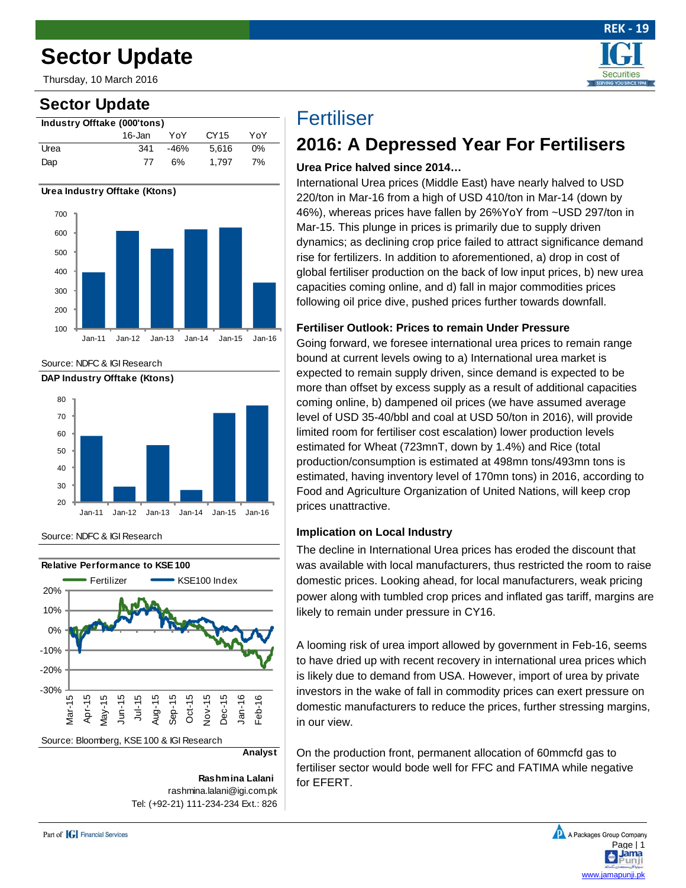# Sector Update

Thursday, 10 March 2016

## Sector Update

**Industry Offtake (000'tons)**

| | 16-Jan | YoY | CY15 | YoY |
|---|---|---|---|---|
| Urea | 341 | -46% | 5,616 | 0% |
| Dap | 77 | 6% | 1,797 | 7% |

**Urea Industry Offtake (Ktons)**

Source: NDFC & IGI Research

**DAP Industry Offtake (Ktons)**

Source: NDFC & IGI Research

**Relative Performance to KSE 100**

Source: Bloomberg, KSE 100 & IGI Research

**Analyst**

**Rashmina Lalani**
rashmina.lalani@igi.com.pk
Tel: (+92-21) 111-234-234 Ext.: 826

# Fertiliser

## 2016: A Depressed Year For Fertilisers

### Urea Price halved since 2014…

International Urea prices (Middle East) have nearly halved to USD 220/ton in Mar-16 from a high of USD 410/ton in Mar-14 (down by 46%), whereas prices have fallen by 26%YoY from ~USD 297/ton in Mar-15. This plunge in prices is primarily due to supply driven dynamics; as declining crop price failed to attract significance demand rise for fertilizers. In addition to aforementioned, a) drop in cost of global fertiliser production on the back of low input prices, b) new urea capacities coming online, and d) fall in major commodities prices following oil price dive, pushed prices further towards downfall.

### Fertiliser Outlook: Prices to remain Under Pressure

Going forward, we foresee international urea prices to remain range bound at current levels owing to a) International urea market is expected to remain supply driven, since demand is expected to be more than offset by excess supply as a result of additional capacities coming online, b) dampened oil prices (we have assumed average level of USD 35-40/bbl and coal at USD 50/ton in 2016), will provide limited room for fertiliser cost escalation) lower production levels estimated for Wheat (723mnT, down by 1.4%) and Rice (total production/consumption is estimated at 498mn tons/493mn tons is estimated, having inventory level of 170mn tons) in 2016, according to Food and Agriculture Organization of United Nations, will keep crop prices unattractive.

### Implication on Local Industry

The decline in International Urea prices has eroded the discount that was available with local manufacturers, thus restricted the room to raise domestic prices. Looking ahead, for local manufacturers, weak pricing power along with tumbled crop prices and inflated gas tariff, margins are likely to remain under pressure in CY16.

A looming risk of urea import allowed by government in Feb-16, seems to have dried up with recent recovery in international urea prices which is likely due to demand from USA. However, import of urea by private investors in the wake of fall in commodity prices can exert pressure on domestic manufacturers to reduce the prices, further stressing margins, in our view.

On the production front, permanent allocation of 60mmcfd gas to fertiliser sector would bode well for FFC and FATIMA while negative for EFERT.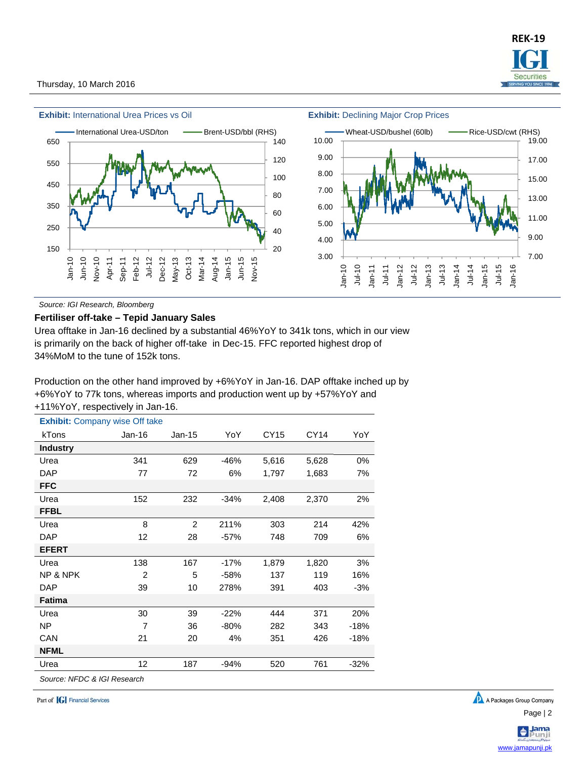**Exhibit:** International Urea Prices vs Oil

**Exhibit:** Declining Major Crop Prices

*Source: IGI Research, Bloomberg*

**Fertiliser off-take – Tepid January Sales**

Urea offtake in Jan-16 declined by a substantial 46%YoY to 341k tons, which in our view is primarily on the back of higher off-take in Dec-15. FFC reported highest drop of 34%MoM to the tune of 152k tons.

Production on the other hand improved by +6%YoY in Jan-16. DAP offtake inched up by +6%YoY to 77k tons, whereas imports and production went up by +57%YoY and +11%YoY, respectively in Jan-16.

**Exhibit:** Company wise Off take

| kTons | Jan-16 | Jan-15 | YoY | CY15 | CY14 | YoY |
|---|---|---|---|---|---|---|
| **Industry** | | | | | | |
| Urea | 341 | 629 | -46% | 5,616 | 5,628 | 0% |
| DAP | 77 | 72 | 6% | 1,797 | 1,683 | 7% |
| **FFC** | | | | | | |
| Urea | 152 | 232 | -34% | 2,408 | 2,370 | 2% |
| **FFBL** | | | | | | |
| Urea | 8 | 2 | 211% | 303 | 214 | 42% |
| DAP | 12 | 28 | -57% | 748 | 709 | 6% |
| **EFERT** | | | | | | |
| Urea | 138 | 167 | -17% | 1,879 | 1,820 | 3% |
| NP & NPK | 2 | 5 | -58% | 137 | 119 | 16% |
| DAP | 39 | 10 | 278% | 391 | 403 | -3% |
| **Fatima** | | | | | | |
| Urea | 30 | 39 | -22% | 444 | 371 | 20% |
| NP | 7 | 36 | -80% | 282 | 343 | -18% |
| CAN | 21 | 20 | 4% | 351 | 426 | -18% |
| **NFML** | | | | | | |
| Urea | 12 | 187 | -94% | 520 | 761 | -32% |

*Source: NFDC & IGI Research*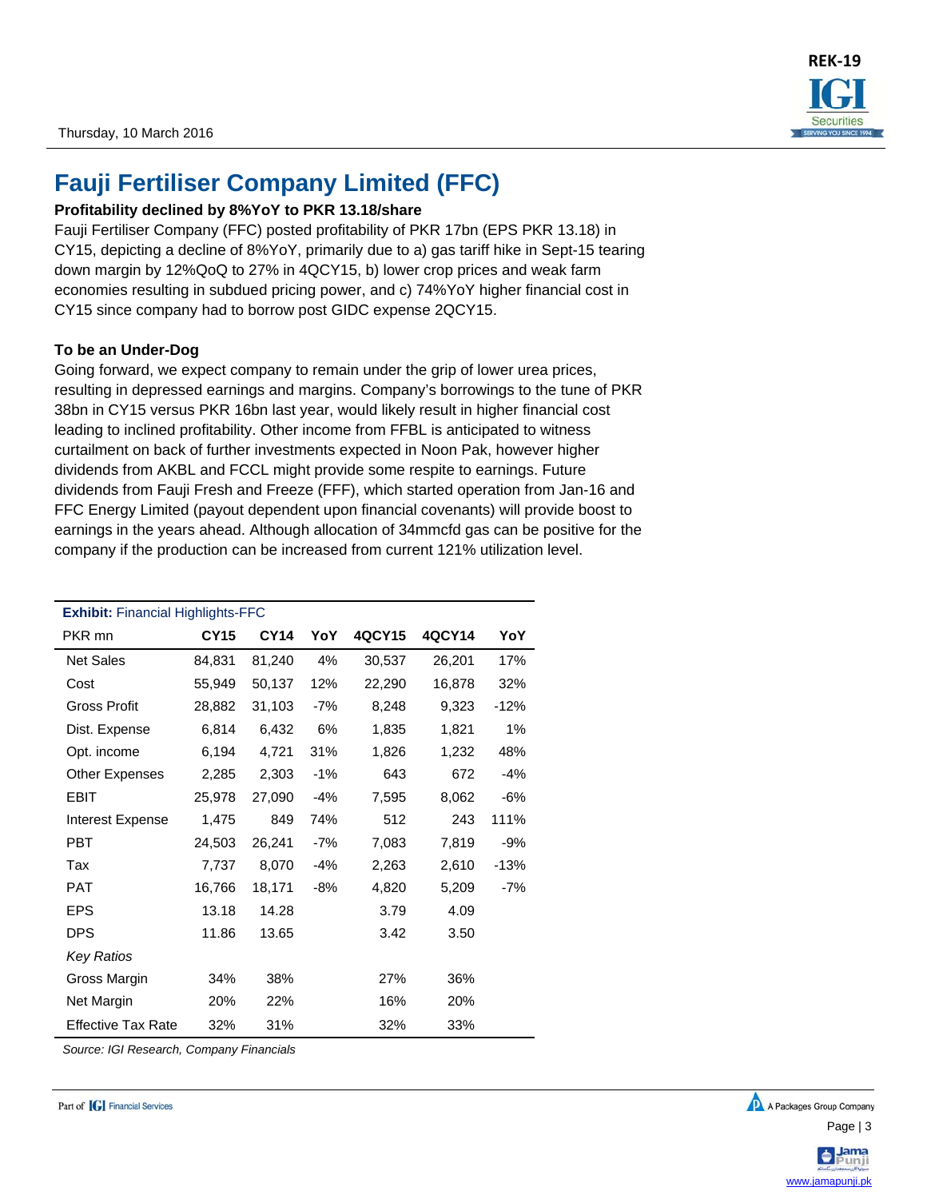# Fauji Fertiliser Company Limited (FFC)

**Profitability declined by 8%YoY to PKR 13.18/share**

Fauji Fertiliser Company (FFC) posted profitability of PKR 17bn (EPS PKR 13.18) in CY15, depicting a decline of 8%YoY, primarily due to a) gas tariff hike in Sept-15 tearing down margin by 12%QoQ to 27% in 4QCY15, b) lower crop prices and weak farm economies resulting in subdued pricing power, and c) 74%YoY higher financial cost in CY15 since company had to borrow post GIDC expense 2QCY15.

**To be an Under-Dog**

Going forward, we expect company to remain under the grip of lower urea prices, resulting in depressed earnings and margins. Company's borrowings to the tune of PKR 38bn in CY15 versus PKR 16bn last year, would likely result in higher financial cost leading to inclined profitability. Other income from FFBL is anticipated to witness curtailment on back of further investments expected in Noon Pak, however higher dividends from AKBL and FCCL might provide some respite to earnings. Future dividends from Fauji Fresh and Freeze (FFF), which started operation from Jan-16 and FFC Energy Limited (payout dependent upon financial covenants) will provide boost to earnings in the years ahead. Although allocation of 34mmcfd gas can be positive for the company if the production can be increased from current 121% utilization level.

**Exhibit:** Financial Highlights-FFC

| PKR mn | CY15 | CY14 | YoY | 4QCY15 | 4QCY14 | YoY |
|---|---|---|---|---|---|---|
| Net Sales | 84,831 | 81,240 | 4% | 30,537 | 26,201 | 17% |
| Cost | 55,949 | 50,137 | 12% | 22,290 | 16,878 | 32% |
| Gross Profit | 28,882 | 31,103 | -7% | 8,248 | 9,323 | -12% |
| Dist. Expense | 6,814 | 6,432 | 6% | 1,835 | 1,821 | 1% |
| Opt. income | 6,194 | 4,721 | 31% | 1,826 | 1,232 | 48% |
| Other Expenses | 2,285 | 2,303 | -1% | 643 | 672 | -4% |
| EBIT | 25,978 | 27,090 | -4% | 7,595 | 8,062 | -6% |
| Interest Expense | 1,475 | 849 | 74% | 512 | 243 | 111% |
| PBT | 24,503 | 26,241 | -7% | 7,083 | 7,819 | -9% |
| Tax | 7,737 | 8,070 | -4% | 2,263 | 2,610 | -13% |
| PAT | 16,766 | 18,171 | -8% | 4,820 | 5,209 | -7% |
| EPS | 13.18 | 14.28 | | 3.79 | 4.09 | |
| DPS | 11.86 | 13.65 | | 3.42 | 3.50 | |
| *Key Ratios* | | | | | | |
| Gross Margin | 34% | 38% | | 27% | 36% | |
| Net Margin | 20% | 22% | | 16% | 20% | |
| Effective Tax Rate | 32% | 31% | | 32% | 33% | |

*Source: IGI Research, Company Financials*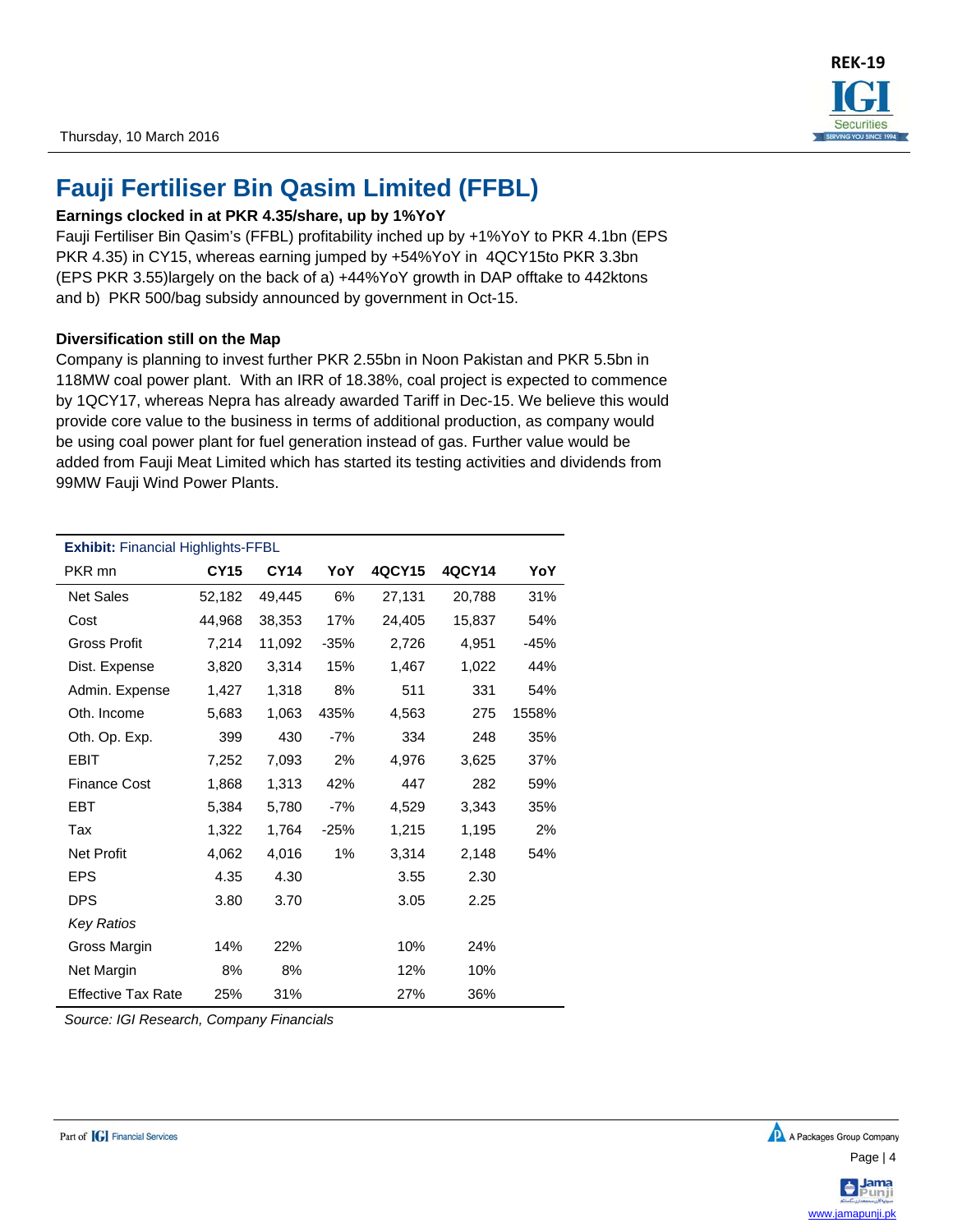Thursday, 10 March 2016

# Fauji Fertiliser Bin Qasim Limited (FFBL)

**Earnings clocked in at PKR 4.35/share, up by 1%YoY**

Fauji Fertiliser Bin Qasim's (FFBL) profitability inched up by +1%YoY to PKR 4.1bn (EPS PKR 4.35) in CY15, whereas earning jumped by +54%YoY in 4QCY15to PKR 3.3bn (EPS PKR 3.55)largely on the back of a) +44%YoY growth in DAP offtake to 442ktons and b) PKR 500/bag subsidy announced by government in Oct-15.

**Diversification still on the Map**

Company is planning to invest further PKR 2.55bn in Noon Pakistan and PKR 5.5bn in 118MW coal power plant. With an IRR of 18.38%, coal project is expected to commence by 1QCY17, whereas Nepra has already awarded Tariff in Dec-15. We believe this would provide core value to the business in terms of additional production, as company would be using coal power plant for fuel generation instead of gas. Further value would be added from Fauji Meat Limited which has started its testing activities and dividends from 99MW Fauji Wind Power Plants.

**Exhibit:** Financial Highlights-FFBL

| PKR mn | CY15 | CY14 | YoY | 4QCY15 | 4QCY14 | YoY |
|---|---|---|---|---|---|---|
| Net Sales | 52,182 | 49,445 | 6% | 27,131 | 20,788 | 31% |
| Cost | 44,968 | 38,353 | 17% | 24,405 | 15,837 | 54% |
| Gross Profit | 7,214 | 11,092 | -35% | 2,726 | 4,951 | -45% |
| Dist. Expense | 3,820 | 3,314 | 15% | 1,467 | 1,022 | 44% |
| Admin. Expense | 1,427 | 1,318 | 8% | 511 | 331 | 54% |
| Oth. Income | 5,683 | 1,063 | 435% | 4,563 | 275 | 1558% |
| Oth. Op. Exp. | 399 | 430 | -7% | 334 | 248 | 35% |
| EBIT | 7,252 | 7,093 | 2% | 4,976 | 3,625 | 37% |
| Finance Cost | 1,868 | 1,313 | 42% | 447 | 282 | 59% |
| EBT | 5,384 | 5,780 | -7% | 4,529 | 3,343 | 35% |
| Tax | 1,322 | 1,764 | -25% | 1,215 | 1,195 | 2% |
| Net Profit | 4,062 | 4,016 | 1% | 3,314 | 2,148 | 54% |
| EPS | 4.35 | 4.30 | | 3.55 | 2.30 | |
| DPS | 3.80 | 3.70 | | 3.05 | 2.25 | |
| *Key Ratios* | | | | | | |
| Gross Margin | 14% | 22% | | 10% | 24% | |
| Net Margin | 8% | 8% | | 12% | 10% | |
| Effective Tax Rate | 25% | 31% | | 27% | 36% | |

*Source: IGI Research, Company Financials*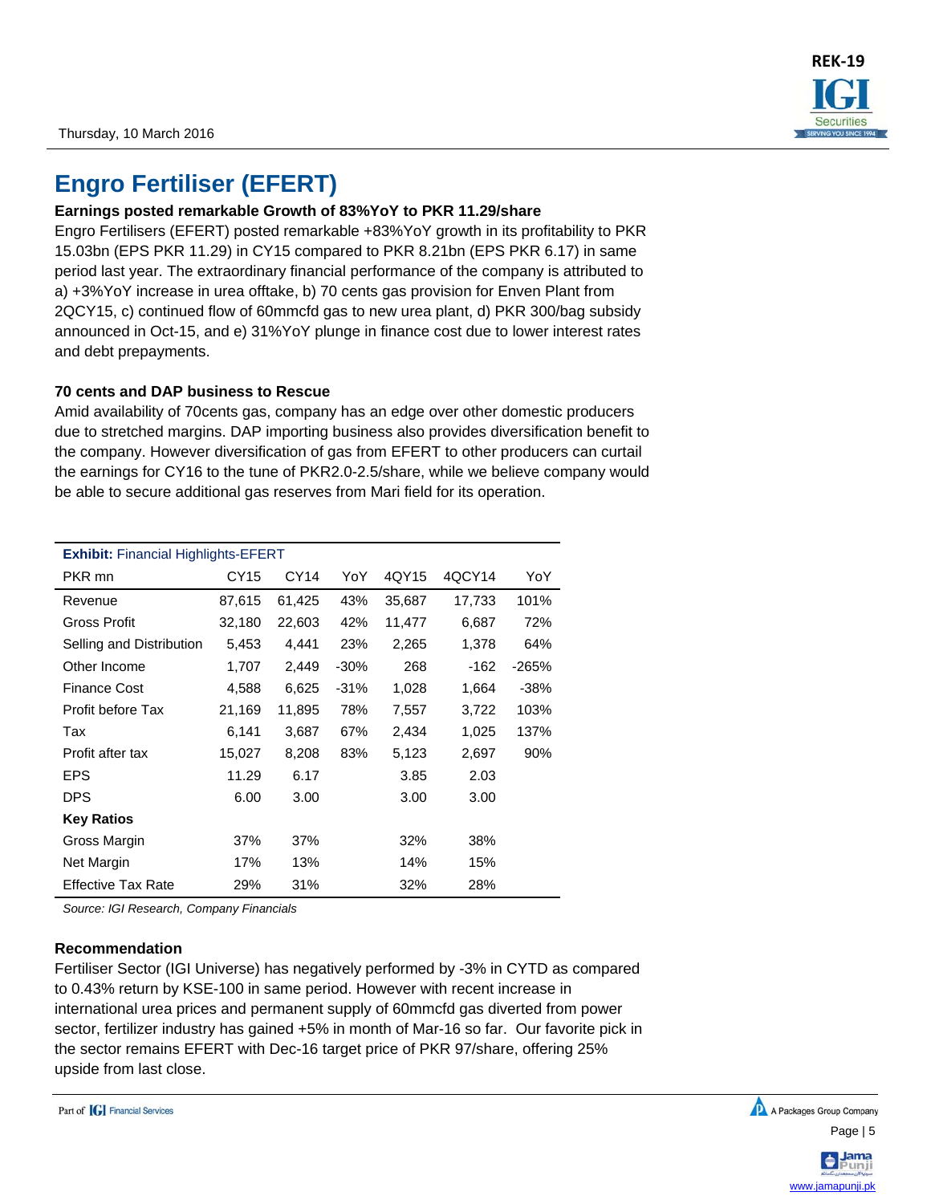# Engro Fertiliser (EFERT)

**Earnings posted remarkable Growth of 83%YoY to PKR 11.29/share**

Engro Fertilisers (EFERT) posted remarkable +83%YoY growth in its profitability to PKR 15.03bn (EPS PKR 11.29) in CY15 compared to PKR 8.21bn (EPS PKR 6.17) in same period last year. The extraordinary financial performance of the company is attributed to a) +3%YoY increase in urea offtake, b) 70 cents gas provision for Enven Plant from 2QCY15, c) continued flow of 60mmcfd gas to new urea plant, d) PKR 300/bag subsidy announced in Oct-15, and e) 31%YoY plunge in finance cost due to lower interest rates and debt prepayments.

**70 cents and DAP business to Rescue**

Amid availability of 70cents gas, company has an edge over other domestic producers due to stretched margins. DAP importing business also provides diversification benefit to the company. However diversification of gas from EFERT to other producers can curtail the earnings for CY16 to the tune of PKR2.0-2.5/share, while we believe company would be able to secure additional gas reserves from Mari field for its operation.

**Exhibit:** Financial Highlights-EFERT

| PKR mn | CY15 | CY14 | YoY | 4QY15 | 4QCY14 | YoY |
|---|---|---|---|---|---|---|
| Revenue | 87,615 | 61,425 | 43% | 35,687 | 17,733 | 101% |
| Gross Profit | 32,180 | 22,603 | 42% | 11,477 | 6,687 | 72% |
| Selling and Distribution | 5,453 | 4,441 | 23% | 2,265 | 1,378 | 64% |
| Other Income | 1,707 | 2,449 | -30% | 268 | -162 | -265% |
| Finance Cost | 4,588 | 6,625 | -31% | 1,028 | 1,664 | -38% |
| Profit before Tax | 21,169 | 11,895 | 78% | 7,557 | 3,722 | 103% |
| Tax | 6,141 | 3,687 | 67% | 2,434 | 1,025 | 137% |
| Profit after tax | 15,027 | 8,208 | 83% | 5,123 | 2,697 | 90% |
| EPS | 11.29 | 6.17 | | 3.85 | 2.03 | |
| DPS | 6.00 | 3.00 | | 3.00 | 3.00 | |
| **Key Ratios** | | | | | | |
| Gross Margin | 37% | 37% | | 32% | 38% | |
| Net Margin | 17% | 13% | | 14% | 15% | |
| Effective Tax Rate | 29% | 31% | | 32% | 28% | |

*Source: IGI Research, Company Financials*

**Recommendation**

Fertiliser Sector (IGI Universe) has negatively performed by -3% in CYTD as compared to 0.43% return by KSE-100 in same period. However with recent increase in international urea prices and permanent supply of 60mmcfd gas diverted from power sector, fertilizer industry has gained +5% in month of Mar-16 so far. Our favorite pick in the sector remains EFERT with Dec-16 target price of PKR 97/share, offering 25% upside from last close.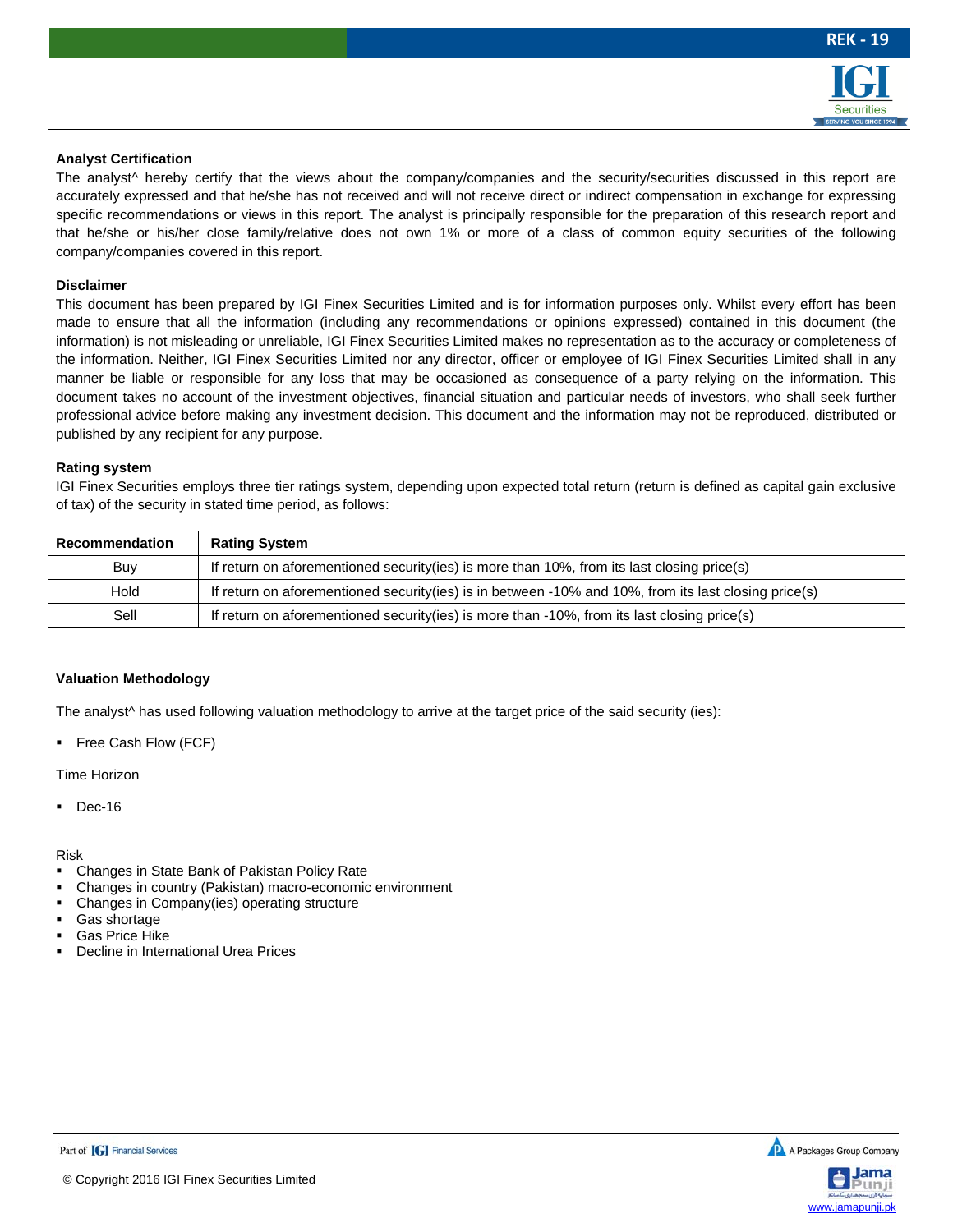## Analyst Certification

The analyst^ hereby certify that the views about the company/companies and the security/securities discussed in this report are accurately expressed and that he/she has not received and will not receive direct or indirect compensation in exchange for expressing specific recommendations or views in this report. The analyst is principally responsible for the preparation of this research report and that he/she or his/her close family/relative does not own 1% or more of a class of common equity securities of the following company/companies covered in this report.

## Disclaimer

This document has been prepared by IGI Finex Securities Limited and is for information purposes only. Whilst every effort has been made to ensure that all the information (including any recommendations or opinions expressed) contained in this document (the information) is not misleading or unreliable, IGI Finex Securities Limited makes no representation as to the accuracy or completeness of the information. Neither, IGI Finex Securities Limited nor any director, officer or employee of IGI Finex Securities Limited shall in any manner be liable or responsible for any loss that may be occasioned as consequence of a party relying on the information. This document takes no account of the investment objectives, financial situation and particular needs of investors, who shall seek further professional advice before making any investment decision. This document and the information may not be reproduced, distributed or published by any recipient for any purpose.

## Rating system

IGI Finex Securities employs three tier ratings system, depending upon expected total return (return is defined as capital gain exclusive of tax) of the security in stated time period, as follows:

| Recommendation | Rating System |
|---|---|
| Buy | If return on aforementioned security(ies) is more than 10%, from its last closing price(s) |
| Hold | If return on aforementioned security(ies) is in between -10% and 10%, from its last closing price(s) |
| Sell | If return on aforementioned security(ies) is more than -10%, from its last closing price(s) |

## Valuation Methodology

The analyst^ has used following valuation methodology to arrive at the target price of the said security (ies):

- Free Cash Flow (FCF)

Time Horizon

- Dec-16

Risk

- Changes in State Bank of Pakistan Policy Rate
- Changes in country (Pakistan) macro-economic environment
- Changes in Company(ies) operating structure
- Gas shortage
- Gas Price Hike
- Decline in International Urea Prices

© Copyright 2016 IGI Finex Securities Limited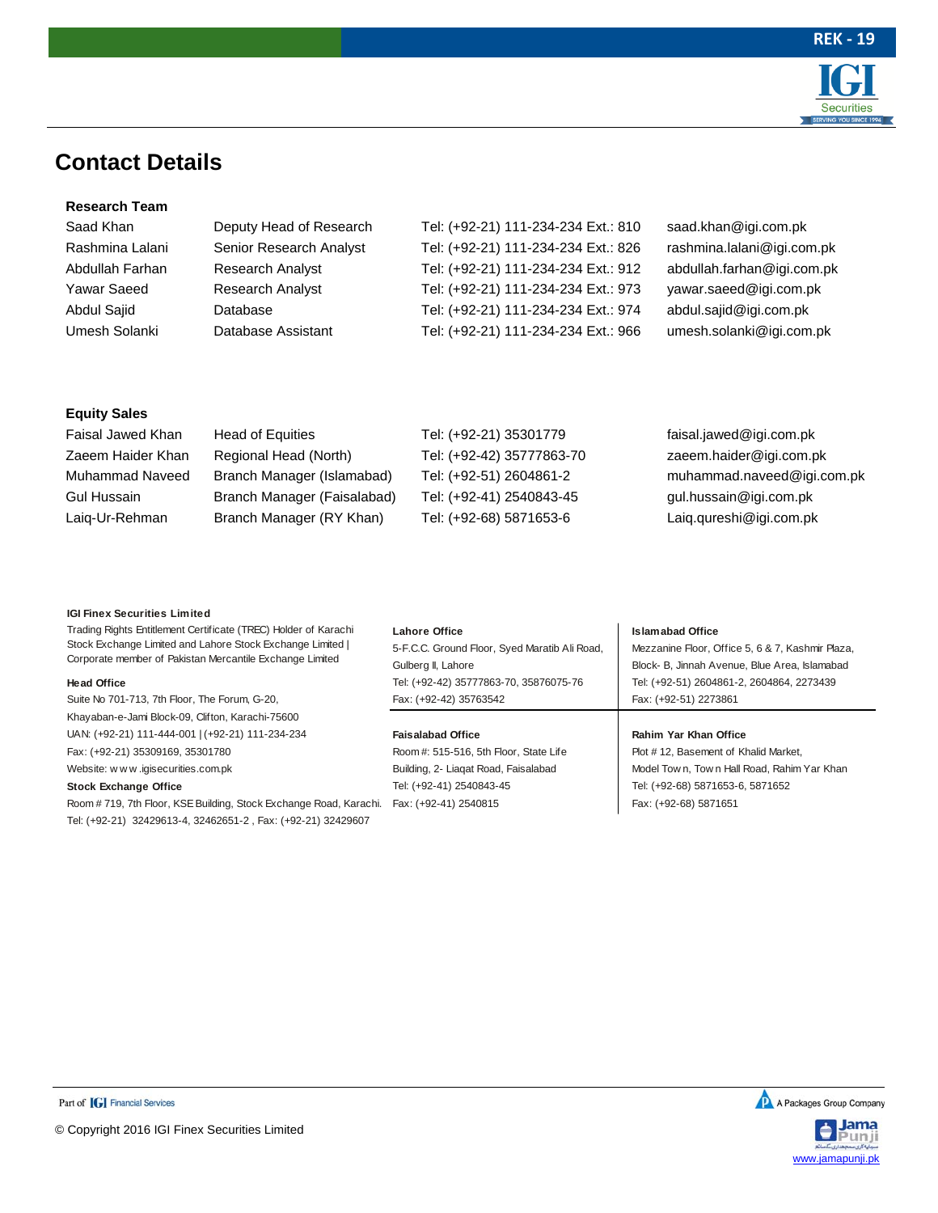# Contact Details

**Research Team**

| | | | |
|---|---|---|---|
| Saad Khan | Deputy Head of Research | Tel: (+92-21) 111-234-234 Ext.: 810 | saad.khan@igi.com.pk |
| Rashmina Lalani | Senior Research Analyst | Tel: (+92-21) 111-234-234 Ext.: 826 | rashmina.lalani@igi.com.pk |
| Abdullah Farhan | Research Analyst | Tel: (+92-21) 111-234-234 Ext.: 912 | abdullah.farhan@igi.com.pk |
| Yawar Saeed | Research Analyst | Tel: (+92-21) 111-234-234 Ext.: 973 | yawar.saeed@igi.com.pk |
| Abdul Sajid | Database | Tel: (+92-21) 111-234-234 Ext.: 974 | abdul.sajid@igi.com.pk |
| Umesh Solanki | Database Assistant | Tel: (+92-21) 111-234-234 Ext.: 966 | umesh.solanki@igi.com.pk |

**Equity Sales**

| | | | |
|---|---|---|---|
| Faisal Jawed Khan | Head of Equities | Tel: (+92-21) 35301779 | faisal.jawed@igi.com.pk |
| Zaeem Haider Khan | Regional Head (North) | Tel: (+92-42) 35777863-70 | zaeem.haider@igi.com.pk |
| Muhammad Naveed | Branch Manager (Islamabad) | Tel: (+92-51) 2604861-2 | muhammad.naveed@igi.com.pk |
| Gul Hussain | Branch Manager (Faisalabad) | Tel: (+92-41) 2540843-45 | gul.hussain@igi.com.pk |
| Laiq-Ur-Rehman | Branch Manager (RY Khan) | Tel: (+92-68) 5871653-6 | Laiq.qureshi@igi.com.pk |

**IGI Finex Securities Limited**

Trading Rights Entitlement Certificate (TREC) Holder of Karachi Stock Exchange Limited and Lahore Stock Exchange Limited | Corporate member of Pakistan Mercantile Exchange Limited

**Head Office**

Suite No 701-713, 7th Floor, The Forum, G-20, Khayaban-e-Jami Block-09, Clifton, Karachi-75600
UAN: (+92-21) 111-444-001 | (+92-21) 111-234-234
Fax: (+92-21) 35309169, 35301780
Website: www.igisecurities.com.pk

**Stock Exchange Office**

Room # 719, 7th Floor, KSE Building, Stock Exchange Road, Karachi.
Tel: (+92-21) 32429613-4, 32462651-2 , Fax: (+92-21) 32429607

**Lahore Office**

5-F.C.C. Ground Floor, Syed Maratib Ali Road, Gulberg II, Lahore
Tel: (+92-42) 35777863-70, 35876075-76
Fax: (+92-42) 35763542

**Islamabad Office**

Mezzanine Floor, Office 5, 6 & 7, Kashmir Plaza, Block- B, Jinnah Avenue, Blue Area, Islamabad
Tel: (+92-51) 2604861-2, 2604864, 2273439
Fax: (+92-51) 2273861

**Faisalabad Office**

Room #: 515-516, 5th Floor, State Life Building, 2- Liaqat Road, Faisalabad
Tel: (+92-41) 2540843-45
Fax: (+92-41) 2540815

**Rahim Yar Khan Office**

Plot # 12, Basement of Khalid Market, Model Town, Town Hall Road, Rahim Yar Khan
Tel: (+92-68) 5871653-6, 5871652
Fax: (+92-68) 5871651

Part of IGI Financial Services

A Packages Group Company

© Copyright 2016 IGI Finex Securities Limited

www.jamapunji.pk